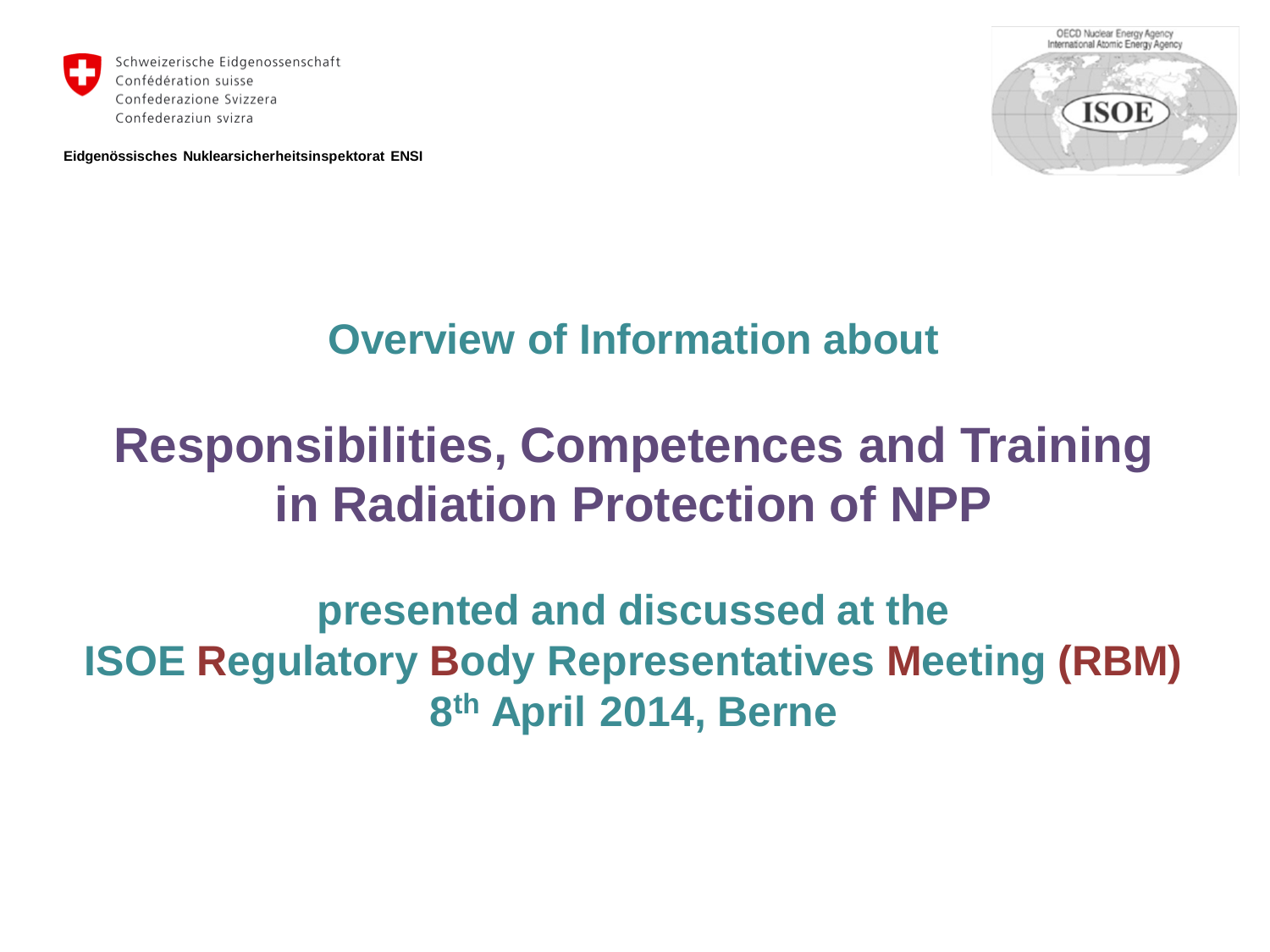Schweizerische Eidgenossenschaft
Confédération suisse
Confederazione Svizzera
Confederaziun svizra

**Eidgenössisches Nuklearsicherheitsinspektorat ENSI**

OECD Nuclear Energy Agency
International Atomic Energy Agency
ISOE

## Overview of Information about

# Responsibilities, Competences and Training in Radiation Protection of NPP

## presented and discussed at the ISOE Regulatory Body Representatives Meeting (RBM) 8th April 2014, Berne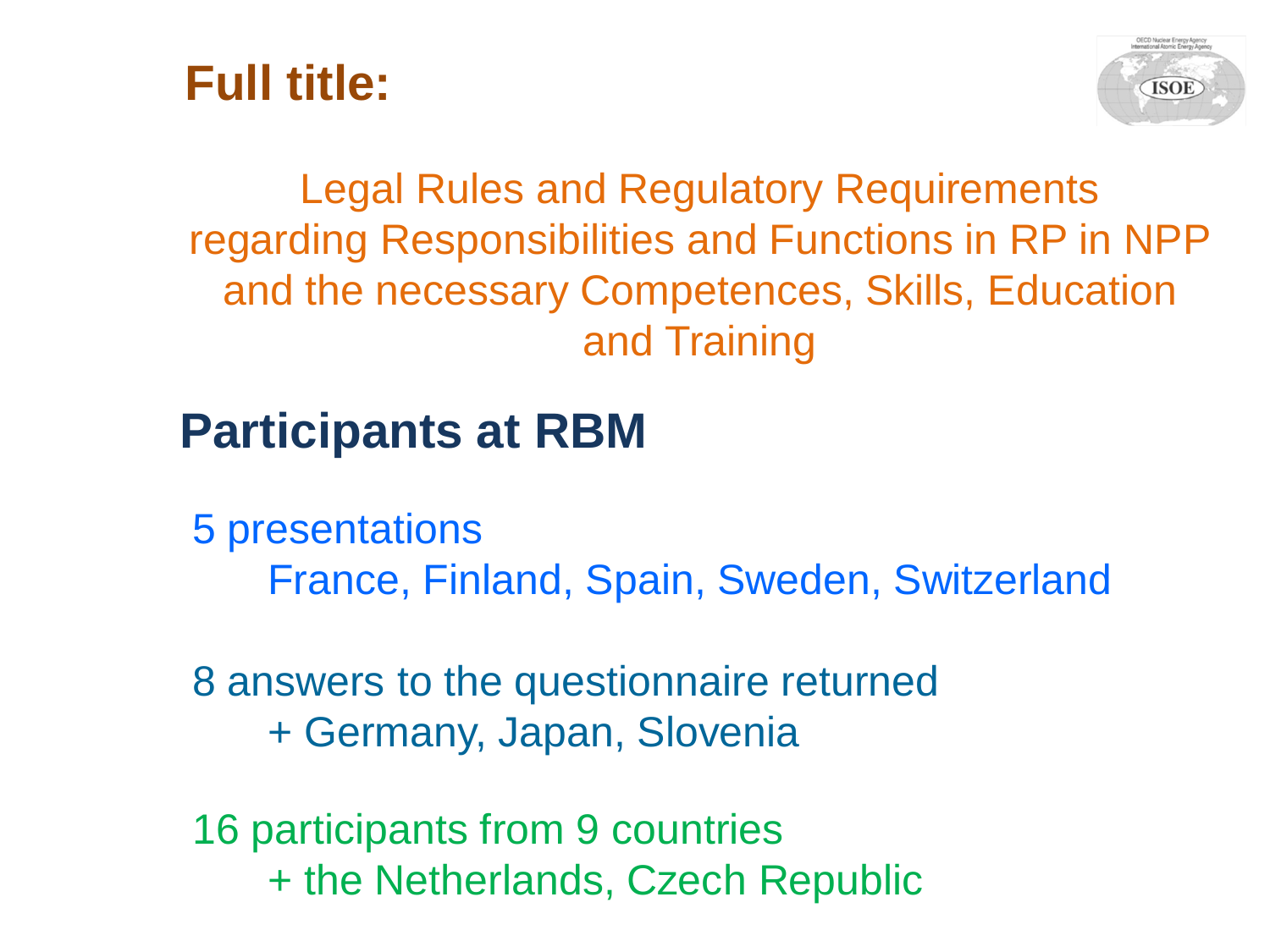## Full title:

Legal Rules and Regulatory Requirements regarding Responsibilities and Functions in RP in NPP and the necessary Competences, Skills, Education and Training

## Participants at RBM

5 presentations
- France, Finland, Spain, Sweden, Switzerland

8 answers to the questionnaire returned
- + Germany, Japan, Slovenia

16 participants from 9 countries
- + the Netherlands, Czech Republic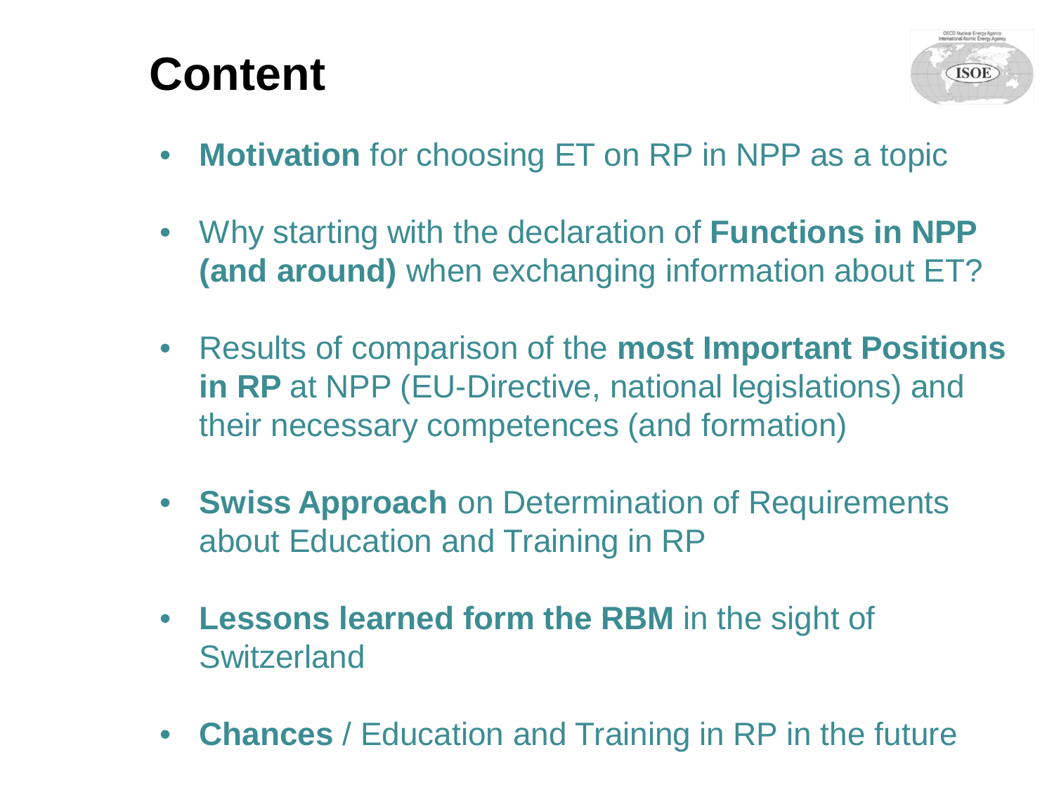# Content

- **Motivation** for choosing ET on RP in NPP as a topic
- Why starting with the declaration of **Functions in NPP (and around)** when exchanging information about ET?
- Results of comparison of the **most Important Positions in RP** at NPP (EU-Directive, national legislations) and their necessary competences (and formation)
- **Swiss Approach** on Determination of Requirements about Education and Training in RP
- **Lessons learned form the RBM** in the sight of Switzerland
- **Chances** / Education and Training in RP in the future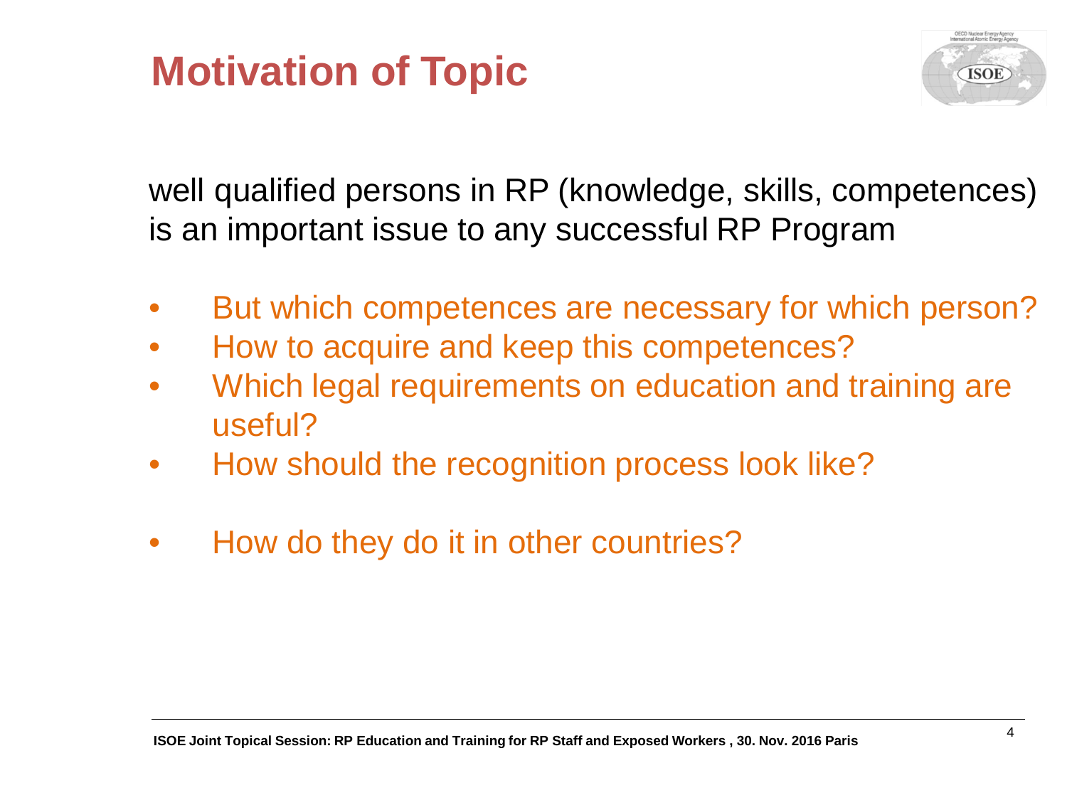# Motivation of Topic

well qualified persons in RP (knowledge, skills, competences) is an important issue to any successful RP Program

- But which competences are necessary for which person?
- How to acquire and keep this competences?
- Which legal requirements on education and training are useful?
- How should the recognition process look like?

- How do they do it in other countries?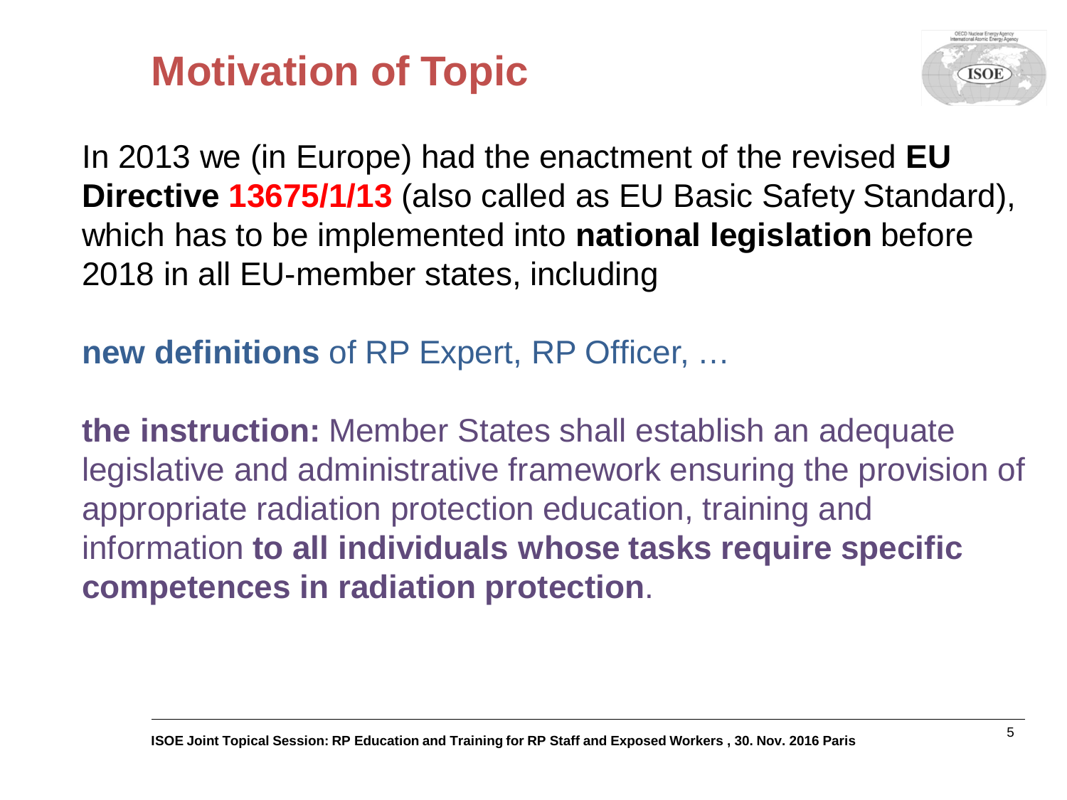# Motivation of Topic

In 2013 we (in Europe) had the enactment of the revised **EU Directive 13675/1/13** (also called as EU Basic Safety Standard), which has to be implemented into **national legislation** before 2018 in all EU-member states, including

**new definitions** of RP Expert, RP Officer, …

**the instruction:** Member States shall establish an adequate legislative and administrative framework ensuring the provision of appropriate radiation protection education, training and information **to all individuals whose tasks require specific competences in radiation protection**.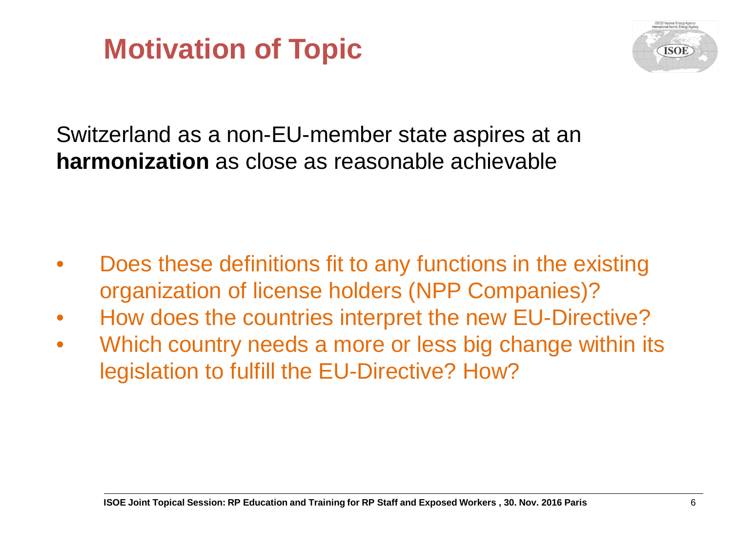# Motivation of Topic

Switzerland as a non-EU-member state aspires at an **harmonization** as close as reasonable achievable

- Does these definitions fit to any functions in the existing organization of license holders (NPP Companies)?
- How does the countries interpret the new EU-Directive?
- Which country needs a more or less big change within its legislation to fulfill the EU-Directive? How?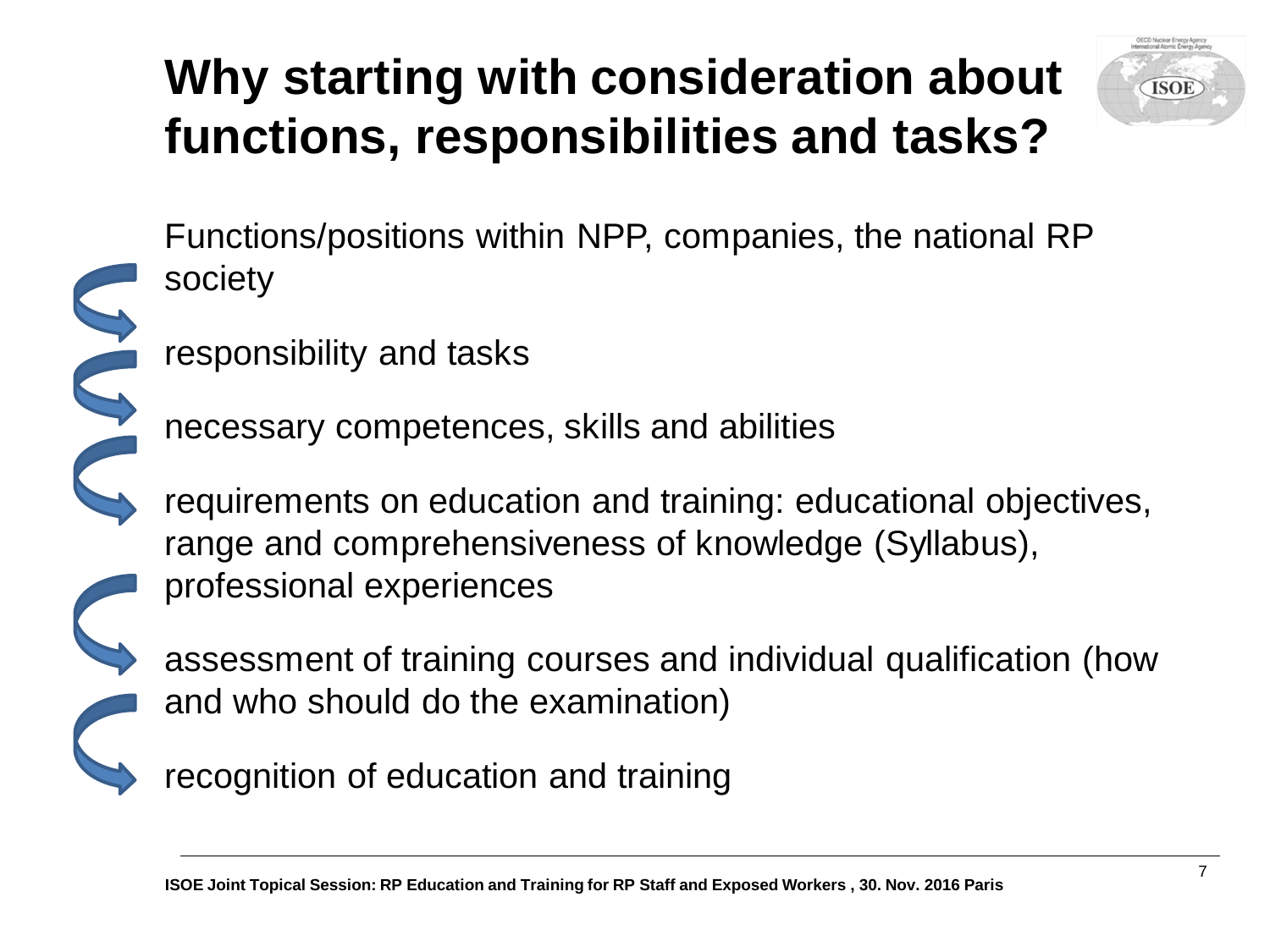# Why starting with consideration about functions, responsibilities and tasks?

Functions/positions within NPP, companies, the national RP society

responsibility and tasks

necessary competences, skills and abilities

requirements on education and training: educational objectives, range and comprehensiveness of knowledge (Syllabus), professional experiences

assessment of training courses and individual qualification (how and who should do the examination)

recognition of education and training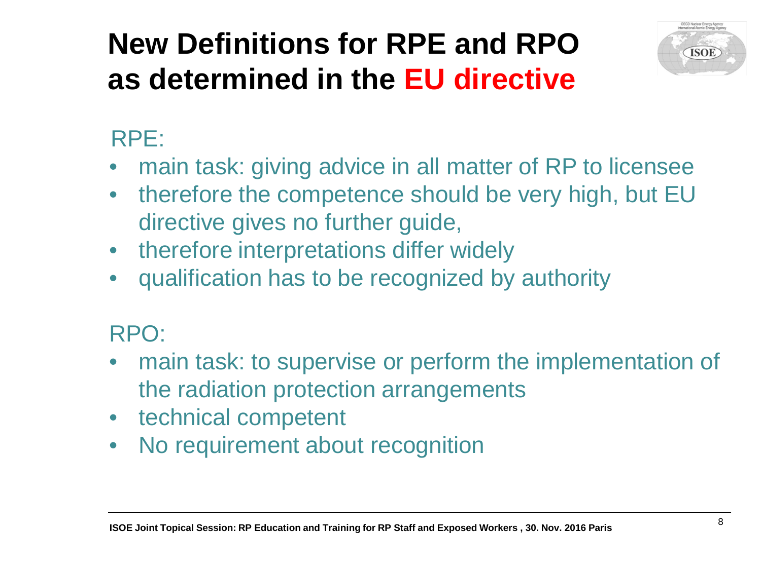# New Definitions for RPE and RPO as determined in the EU directive

RPE:

- main task: giving advice in all matter of RP to licensee
- therefore the competence should be very high, but EU directive gives no further guide,
- therefore interpretations differ widely
- qualification has to be recognized by authority

RPO:

- main task: to supervise or perform the implementation of the radiation protection arrangements
- technical competent
- No requirement about recognition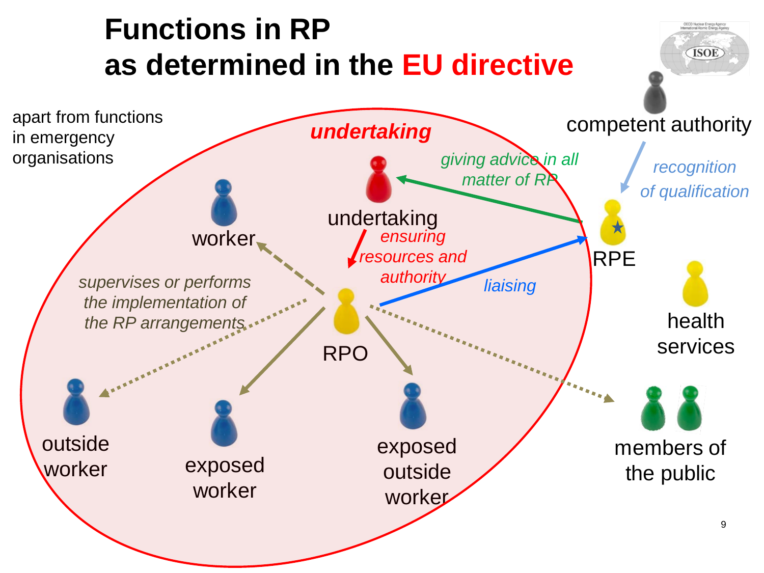# Functions in RP as determined in the EU directive

apart from functions in emergency organisations

*undertaking*

- undertaking
- worker
- RPO
- outside worker
- exposed worker
- exposed outside worker
- competent authority
- RPE
- health services
- members of the public

*giving advice in all matter of RP*

*ensuring resources and authority*

*liaising*

*recognition of qualification*

*supervises or performs the implementation of the RP arrangements*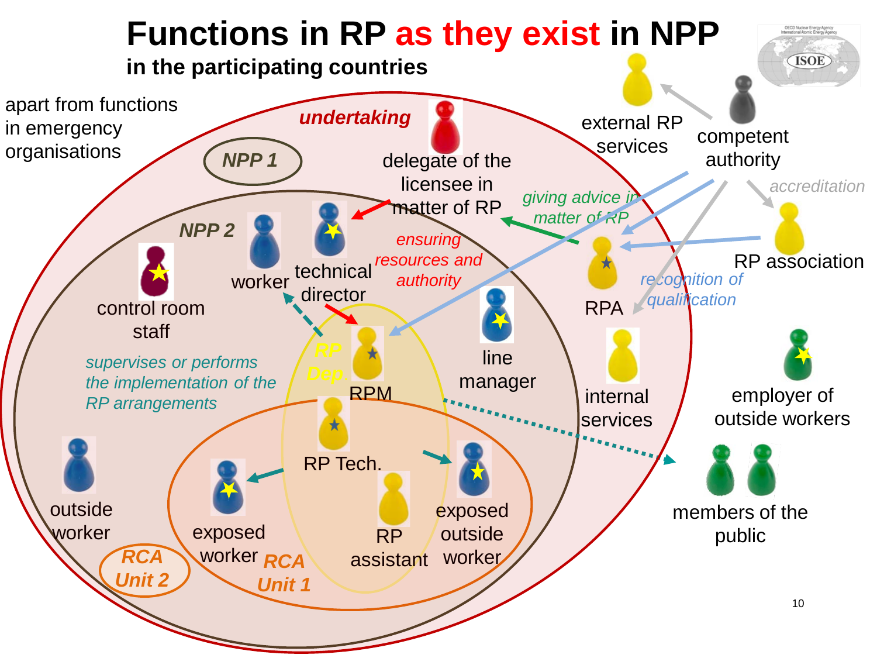# Functions in RP as they exist in NPP

## in the participating countries

apart from functions in emergency organisations

*undertaking*

NPP 1

NPP 2

delegate of the licensee in matter of RP

*ensuring resources and authority*

*giving advice in matter of RP*

technical director

worker

control room staff

*supervises or performs the implementation of the RP arrangements*

RP Dep.

RPM

line manager

RP Tech.

exposed worker

exposed outside worker

RP assistant

outside worker

RCA Unit 1

RCA Unit 2

external RP services

competent authority

*accreditation*

RP association

RPA

*recognition of qualification*

internal services

employer of outside workers

members of the public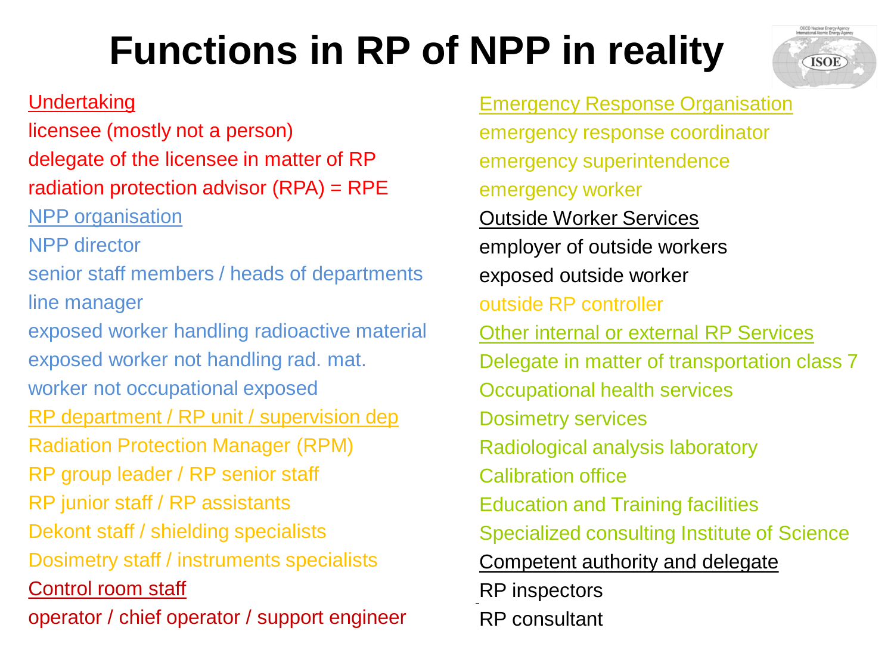# Functions in RP of NPP in reality

**Undertaking**
- licensee (mostly not a person)
- delegate of the licensee in matter of RP
- radiation protection advisor (RPA) = RPE

**NPP organisation**
- NPP director
- senior staff members / heads of departments
- line manager
- exposed worker handling radioactive material
- exposed worker not handling rad. mat.
- worker not occupational exposed

**RP department / RP unit / supervision dep**
- Radiation Protection Manager (RPM)
- RP group leader / RP senior staff
- RP junior staff / RP assistants
- Dekont staff / shielding specialists
- Dosimetry staff / instruments specialists

**Control room staff**
- operator / chief operator / support engineer

**Emergency Response Organisation**
- emergency response coordinator
- emergency superintendence
- emergency worker

**Outside Worker Services**
- employer of outside workers
- exposed outside worker
- outside RP controller

**Other internal or external RP Services**
- Delegate in matter of transportation class 7
- Occupational health services
- Dosimetry services
- Radiological analysis laboratory
- Calibration office
- Education and Training facilities
- Specialized consulting Institute of Science

**Competent authority and delegate**
- RP inspectors
- RP consultant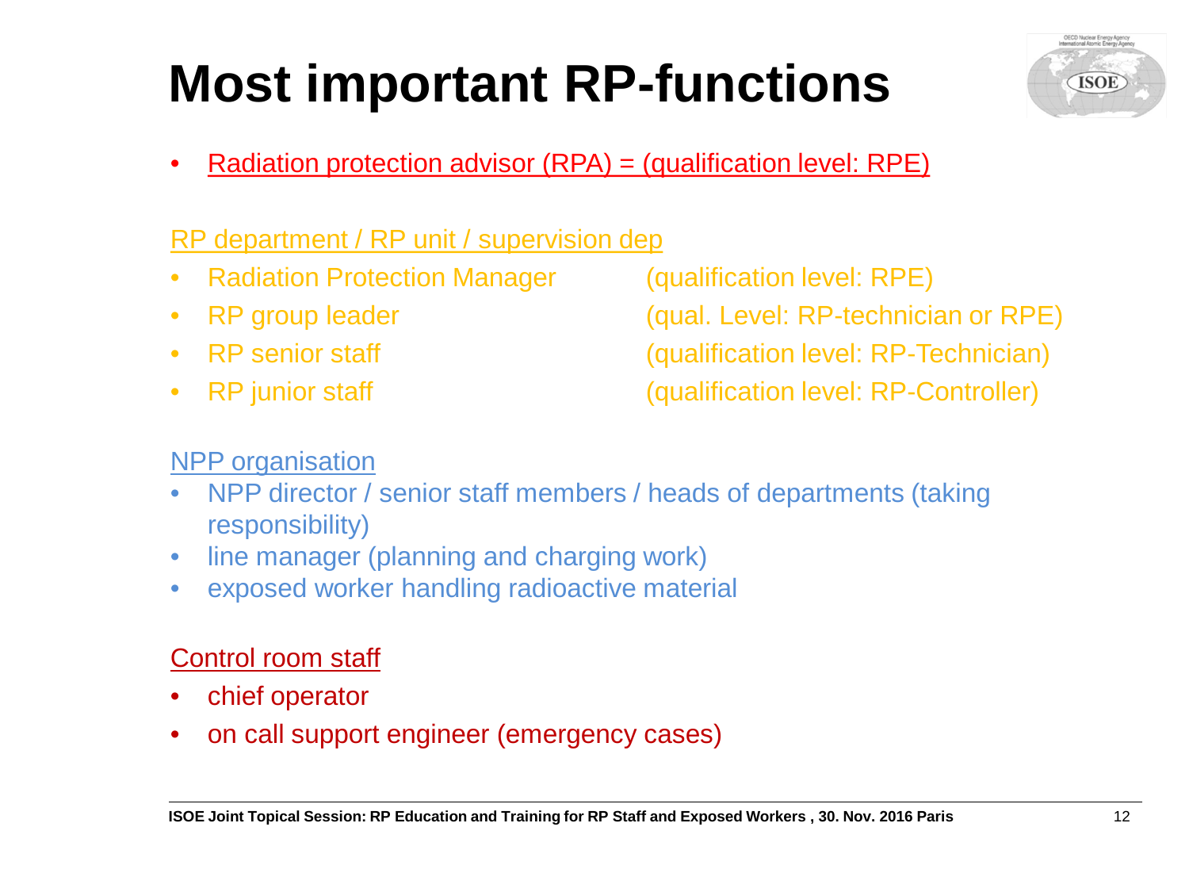# Most important RP-functions

- Radiation protection advisor (RPA) = (qualification level: RPE)

RP department / RP unit / supervision dep

- Radiation Protection Manager (qualification level: RPE)
- RP group leader (qual. Level: RP-technician or RPE)
- RP senior staff (qualification level: RP-Technician)
- RP junior staff (qualification level: RP-Controller)

NPP organisation

- NPP director / senior staff members / heads of departments (taking responsibility)
- line manager (planning and charging work)
- exposed worker handling radioactive material

Control room staff

- chief operator
- on call support engineer (emergency cases)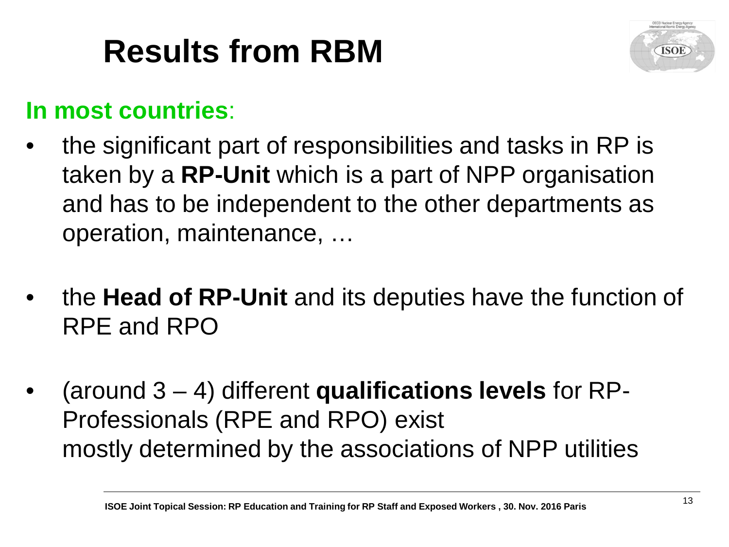# Results from RBM

**In most countries**:

- the significant part of responsibilities and tasks in RP is taken by a **RP-Unit** which is a part of NPP organisation and has to be independent to the other departments as operation, maintenance, …
- the **Head of RP-Unit** and its deputies have the function of RPE and RPO
- (around 3 – 4) different **qualifications levels** for RP-Professionals (RPE and RPO) exist mostly determined by the associations of NPP utilities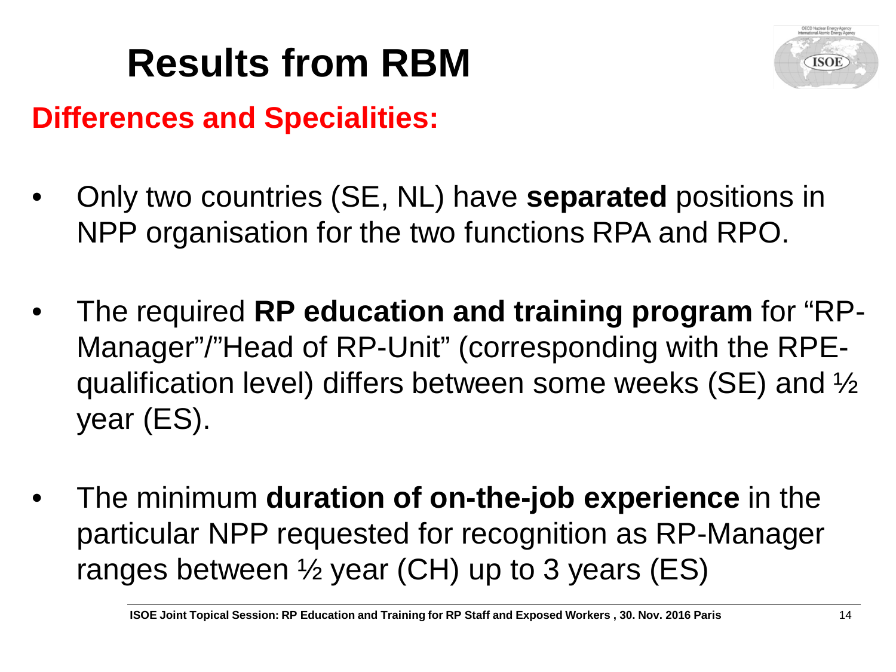# Results from RBM

## Differences and Specialities:

- Only two countries (SE, NL) have **separated** positions in NPP organisation for the two functions RPA and RPO.
- The required **RP education and training program** for "RP-Manager"/"Head of RP-Unit" (corresponding with the RPE-qualification level) differs between some weeks (SE) and ½ year (ES).
- The minimum **duration of on-the-job experience** in the particular NPP requested for recognition as RP-Manager ranges between ½ year (CH) up to 3 years (ES)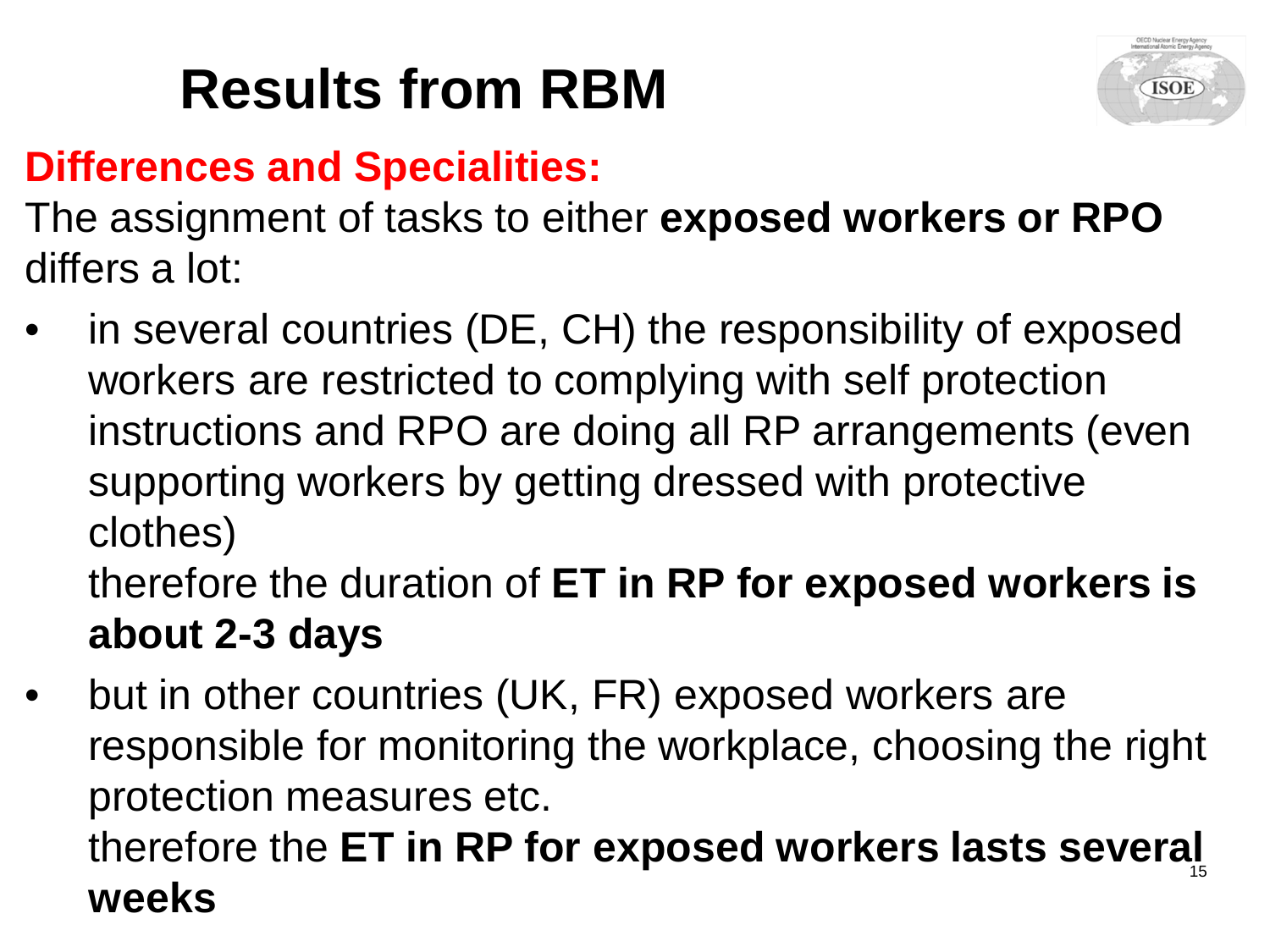# Results from RBM

## Differences and Specialities:

The assignment of tasks to either **exposed workers or RPO** differs a lot:

- in several countries (DE, CH) the responsibility of exposed workers are restricted to complying with self protection instructions and RPO are doing all RP arrangements (even supporting workers by getting dressed with protective clothes)
  therefore the duration of **ET in RP for exposed workers is about 2-3 days**
- but in other countries (UK, FR) exposed workers are responsible for monitoring the workplace, choosing the right protection measures etc.
  therefore the **ET in RP for exposed workers lasts several weeks**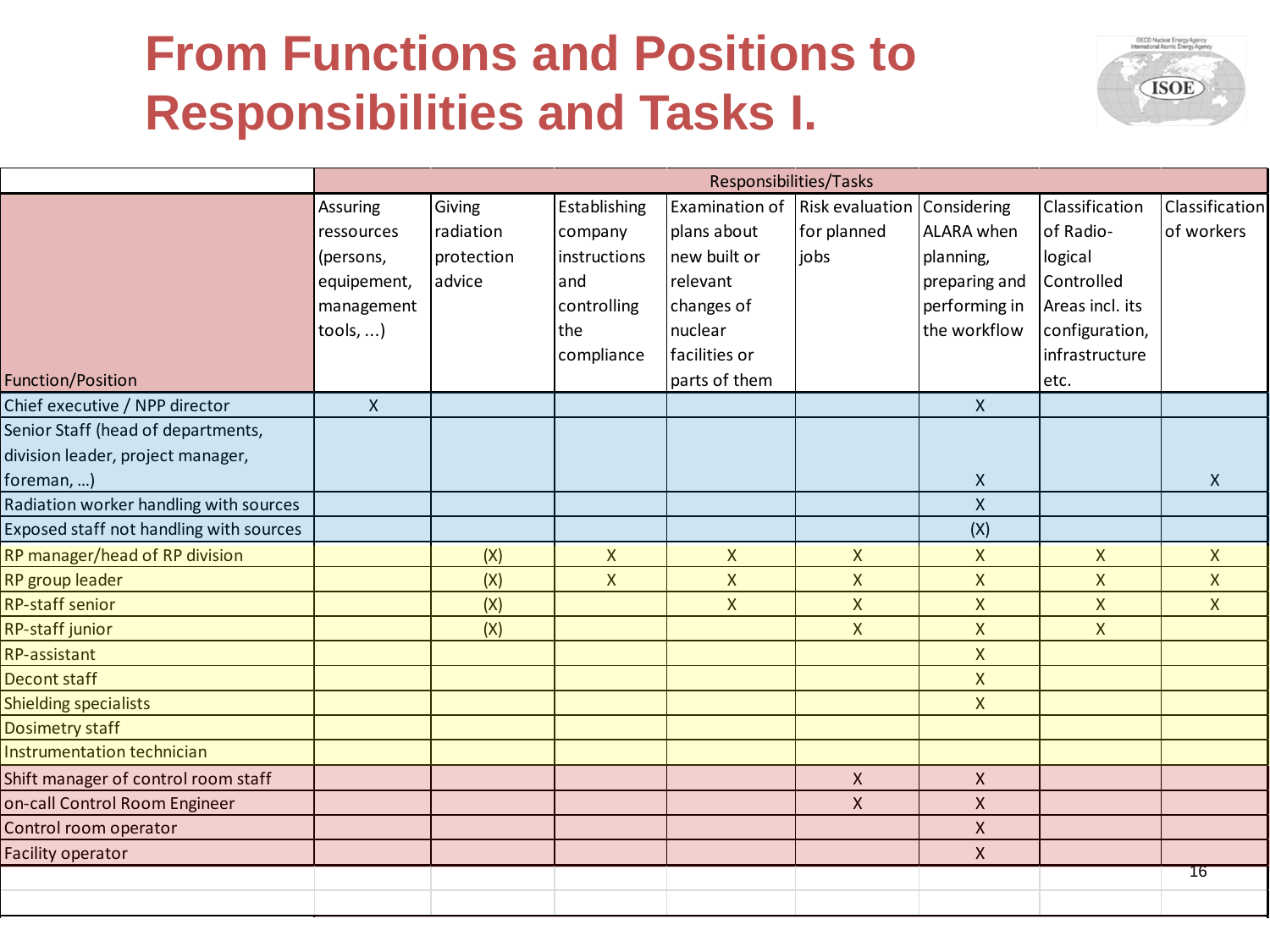# From Functions and Positions to Responsibilities and Tasks I.

| | Responsibilities/Tasks | | | | | | | |
|---|---|---|---|---|---|---|---|---|
| Function/Position | Assuring ressources (persons, equipement, management tools, ...) | Giving radiation protection advice | Establishing company instructions and controlling the compliance | Examination of plans about new built or relevant changes of nuclear facilities or parts of them | Risk evaluation for planned jobs | Considering ALARA when planning, preparing and performing in the workflow | Classification of Radio-logical Controlled Areas incl. its configuration, infrastructure etc. | Classification of workers |
| Chief executive / NPP director | X | | | | | X | | |
| Senior Staff (head of departments, division leader, project manager, foreman, ...) | | | | | | X | | X |
| Radiation worker handling with sources | | | | | | X | | |
| Exposed staff not handling with sources | | | | | | (X) | | |
| RP manager/head of RP division | | (X) | X | X | X | X | X | X |
| RP group leader | | (X) | X | X | X | X | X | X |
| RP-staff senior | | (X) | | X | X | X | X | X |
| RP-staff junior | | (X) | | | X | X | X | |
| RP-assistant | | | | | | X | | |
| Decont staff | | | | | | X | | |
| Shielding specialists | | | | | | X | | |
| Dosimetry staff | | | | | | | | |
| Instrumentation technician | | | | | | | | |
| Shift manager of control room staff | | | | | X | X | | |
| on-call Control Room Engineer | | | | | X | X | | |
| Control room operator | | | | | | X | | |
| Facility operator | | | | | | X | | |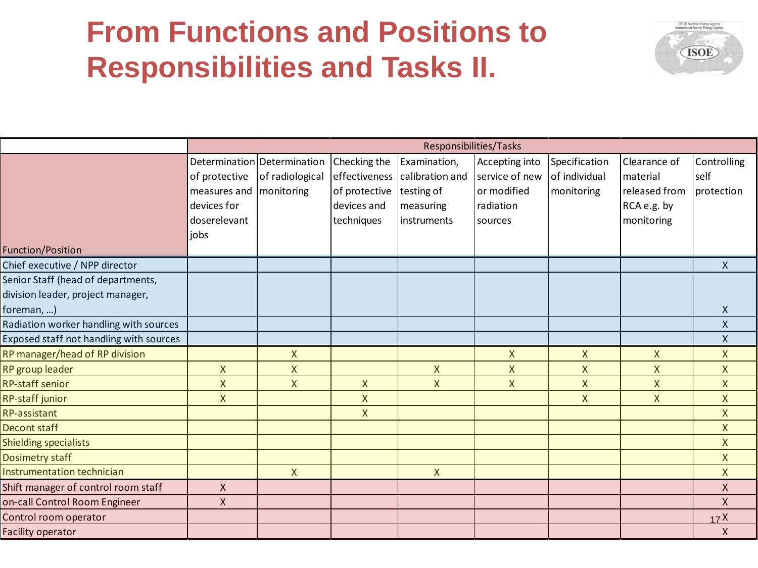# From Functions and Positions to Responsibilities and Tasks II.

| | Responsibilities/Tasks | | | | | | | |
|---|---|---|---|---|---|---|---|---|
| Function/Position | Determination of protective measures and devices for doserelevant jobs | Determination of radiological monitoring | Checking the effectiveness of protective devices and techniques | Examination, calibration and testing of measuring instruments | Accepting into service of new or modified radiation sources | Specification of individual monitoring | Clearance of material released from RCA e.g. by monitoring | Controlling self protection |
| Chief executive / NPP director | | | | | | | | X |
| Senior Staff (head of departments, division leader, project manager, foreman, …) | | | | | | | | X |
| Radiation worker handling with sources | | | | | | | | X |
| Exposed staff not handling with sources | | | | | | | | X |
| RP manager/head of RP division | | X | | | X | X | X | X |
| RP group leader | X | X | | X | X | X | X | X |
| RP-staff senior | X | X | X | X | X | X | X | X |
| RP-staff junior | X | | X | | | X | X | X |
| RP-assistant | | | X | | | | | X |
| Decont staff | | | | | | | | X |
| Shielding specialists | | | | | | | | X |
| Dosimetry staff | | | | | | | | X |
| Instrumentation technician | | X | | X | | | | X |
| Shift manager of control room staff | X | | | | | | | X |
| on-call Control Room Engineer | X | | | | | | | X |
| Control room operator | | | | | | | | X |
| Facility operator | | | | | | | | X |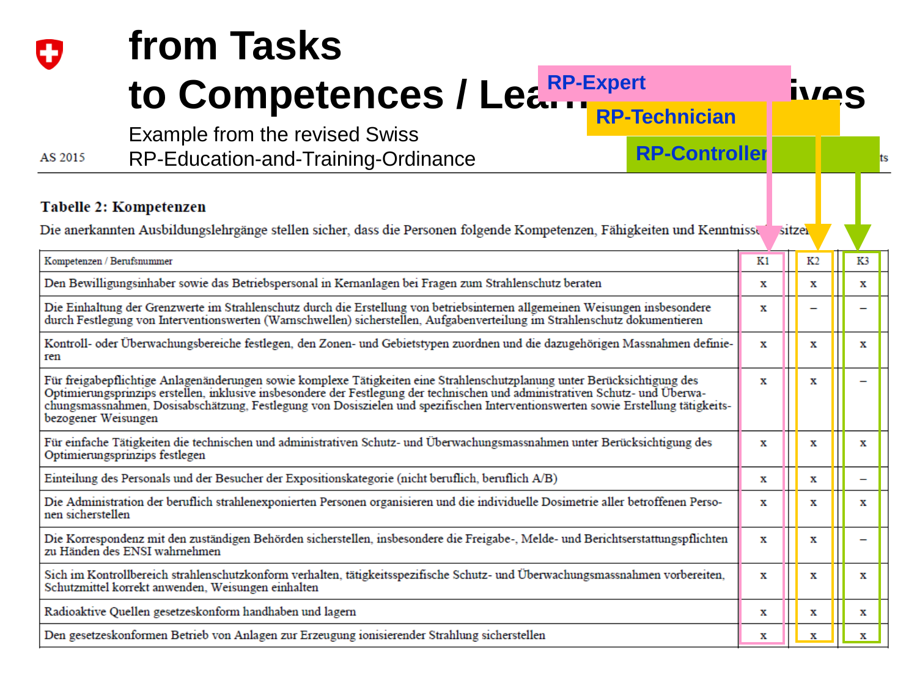# from Tasks to Competences / Learning Objectives

Example from the revised Swiss RP-Education-and-Training-Ordinance

AS 2015

RP-Expert

RP-Technician

RP-Controller

**Tabelle 2: Kompetenzen**

Die anerkannten Ausbildungslehrgänge stellen sicher, dass die Personen folgende Kompetenzen, Fähigkeiten und Kenntnisse besitzen:

| Kompetenzen / Berufsnummer | K1 | K2 | K3 |
|---|---|---|---|
| Den Bewilligungsinhaber sowie das Betriebspersonal in Kernanlagen bei Fragen zum Strahlenschutz beraten | x | x | x |
| Die Einhaltung der Grenzwerte im Strahlenschutz durch die Erstellung von betriebsinternen allgemeinen Weisungen insbesondere durch Festlegung von Interventionswerten (Warnschwellen) sicherstellen, Aufgabenverteilung im Strahlenschutz dokumentieren | x | – | – |
| Kontroll- oder Überwachungsbereiche festlegen, den Zonen- und Gebietstypen zuordnen und die dazugehörigen Massnahmen definieren | x | x | x |
| Für freigabepflichtige Anlagenänderungen sowie komplexe Tätigkeiten eine Strahlenschutzplanung unter Berücksichtigung des Optimierungsprinzips erstellen, inklusive insbesondere der Festlegung der technischen und administrativen Schutz- und Überwachungsmassnahmen, Dosisabschätzung, Festlegung von Dosiszielen und spezifischen Interventionswerten sowie Erstellung tätigkeitsbezogener Weisungen | x | x | – |
| Für einfache Tätigkeiten die technischen und administrativen Schutz- und Überwachungsmassnahmen unter Berücksichtigung des Optimierungsprinzips festlegen | x | x | x |
| Einteilung des Personals und der Besucher der Expositionskategorie (nicht beruflich, beruflich A/B) | x | x | – |
| Die Administration der beruflich strahlenexponierten Personen organisieren und die individuelle Dosimetrie aller betroffenen Personen sicherstellen | x | x | x |
| Die Korrespondenz mit den zuständigen Behörden sicherstellen, insbesondere die Freigabe-, Melde- und Berichtserstattungspflichten zu Händen des ENSI wahrnehmen | x | x | – |
| Sich im Kontrollbereich strahlenschutzkonform verhalten, tätigkeitsspezifische Schutz- und Überwachungsmassnahmen vorbereiten, Schutzmittel korrekt anwenden, Weisungen einhalten | x | x | x |
| Radioaktive Quellen gesetzeskonform handhaben und lagern | x | x | x |
| Den gesetzeskonformen Betrieb von Anlagen zur Erzeugung ionisierender Strahlung sicherstellen | x | x | x |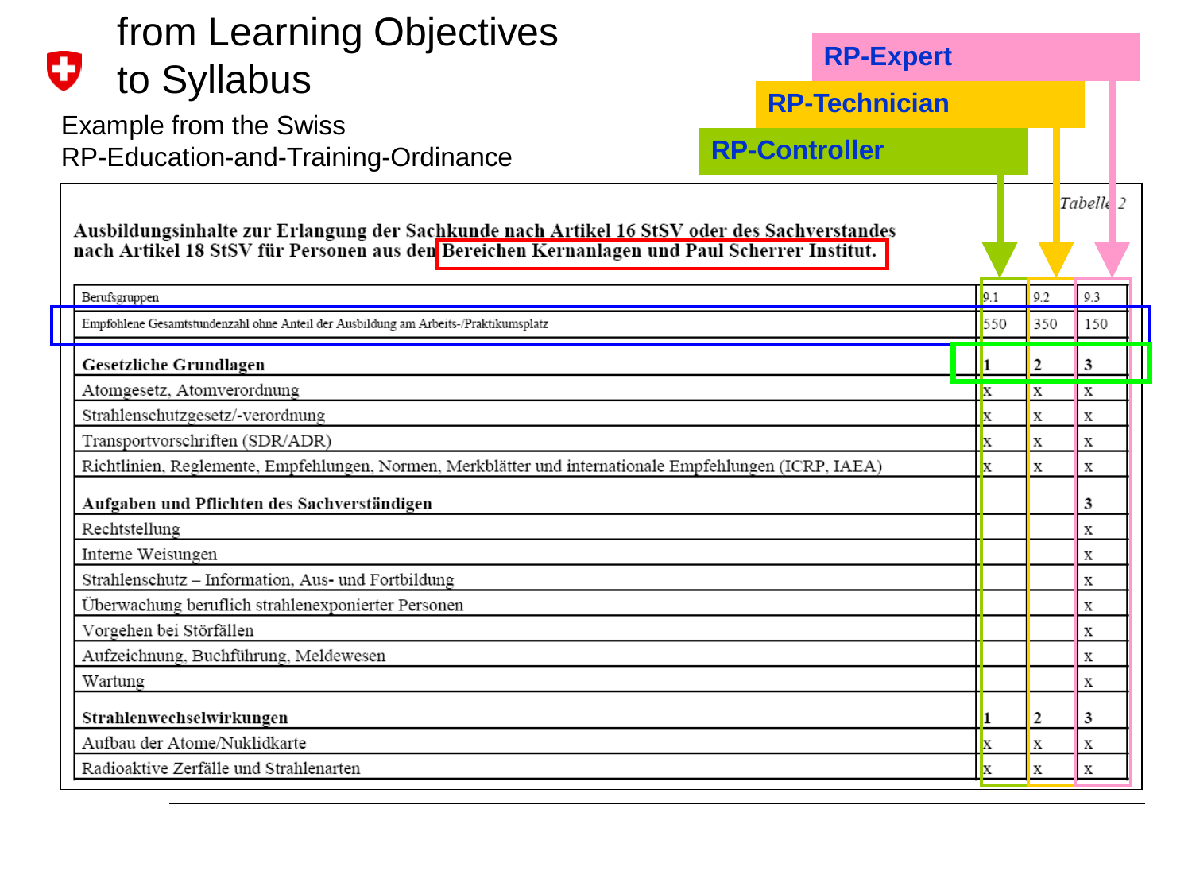# from Learning Objectives to Syllabus

Example from the Swiss RP-Education-and-Training-Ordinance

RP-Expert

RP-Technician

RP-Controller

*Tabelle 2*

**Ausbildungsinhalte zur Erlangung der Sachkunde nach Artikel 16 StSV oder des Sachverstandes nach Artikel 18 StSV für Personen aus den Bereichen Kernanlagen und Paul Scherrer Institut.**

| Berufsgruppen | 9.1 | 9.2 | 9.3 |
|---|---|---|---|
| Empfohlene Gesamtstundenzahl ohne Anteil der Ausbildung am Arbeits-/Praktikumsplatz | 550 | 350 | 150 |
| **Gesetzliche Grundlagen** | **1** | **2** | **3** |
| Atomgesetz, Atomverordnung | x | x | x |
| Strahlenschutzgesetz/-verordnung | x | x | x |
| Transportvorschriften (SDR/ADR) | x | x | x |
| Richtlinien, Reglemente, Empfehlungen, Normen, Merkblätter und internationale Empfehlungen (ICRP, IAEA) | x | x | x |
| **Aufgaben und Pflichten des Sachverständigen** | | | **3** |
| Rechtstellung | | | x |
| Interne Weisungen | | | x |
| Strahlenschutz – Information, Aus- und Fortbildung | | | x |
| Überwachung beruflich strahlenexponierter Personen | | | x |
| Vorgehen bei Störfällen | | | x |
| Aufzeichnung, Buchführung, Meldewesen | | | x |
| Wartung | | | x |
| **Strahlenwechselwirkungen** | **1** | **2** | **3** |
| Aufbau der Atome/Nuklidkarte | x | x | x |
| Radioaktive Zerfälle und Strahlenarten | x | x | x |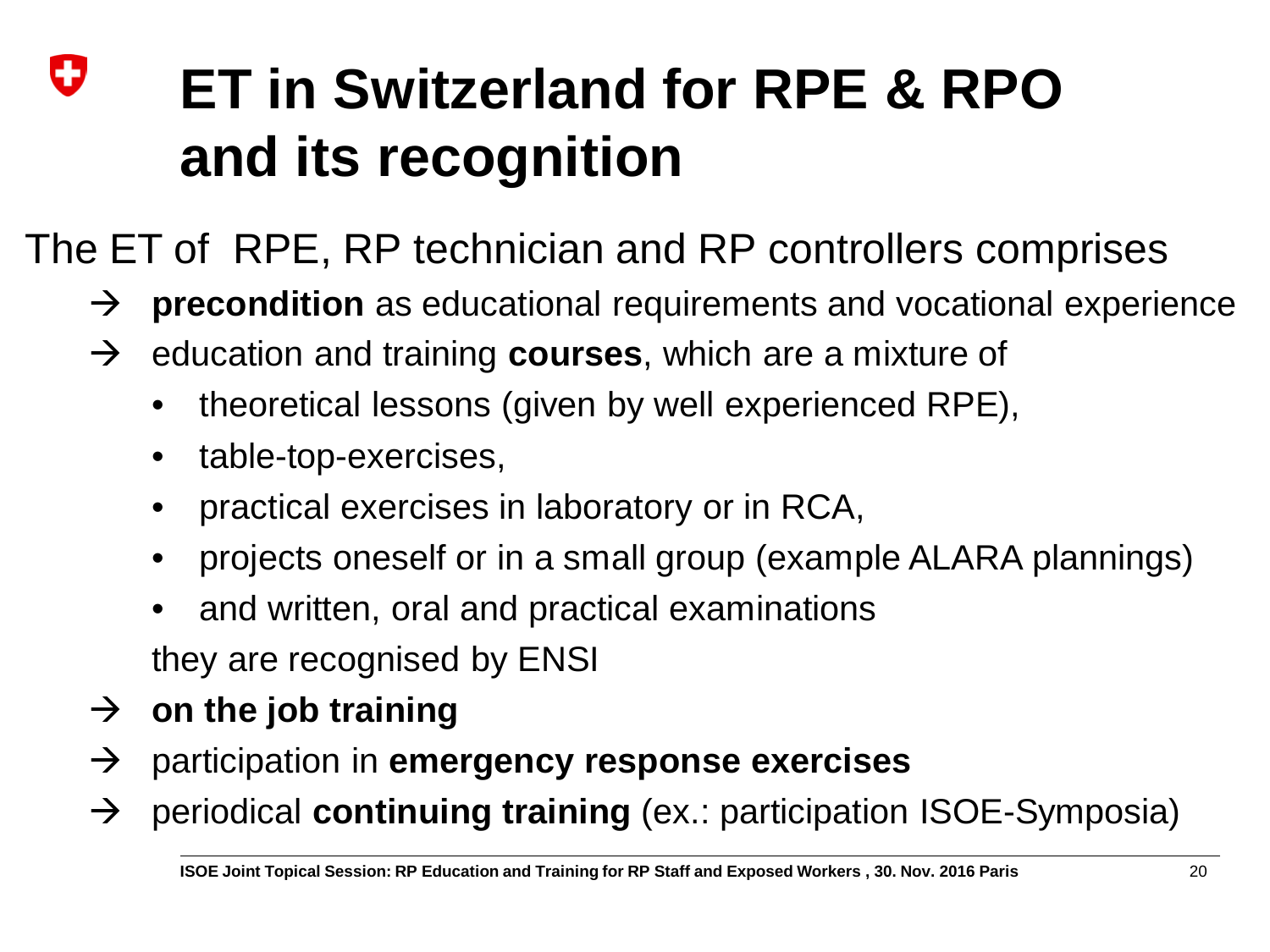# ET in Switzerland for RPE & RPO and its recognition

The ET of RPE, RP technician and RP controllers comprises

- → **precondition** as educational requirements and vocational experience
- → education and training **courses**, which are a mixture of
  - theoretical lessons (given by well experienced RPE),
  - table-top-exercises,
  - practical exercises in laboratory or in RCA,
  - projects oneself or in a small group (example ALARA plannings)
  - and written, oral and practical examinations

  they are recognised by ENSI
- → **on the job training**
- → participation in **emergency response exercises**
- → periodical **continuing training** (ex.: participation ISOE-Symposia)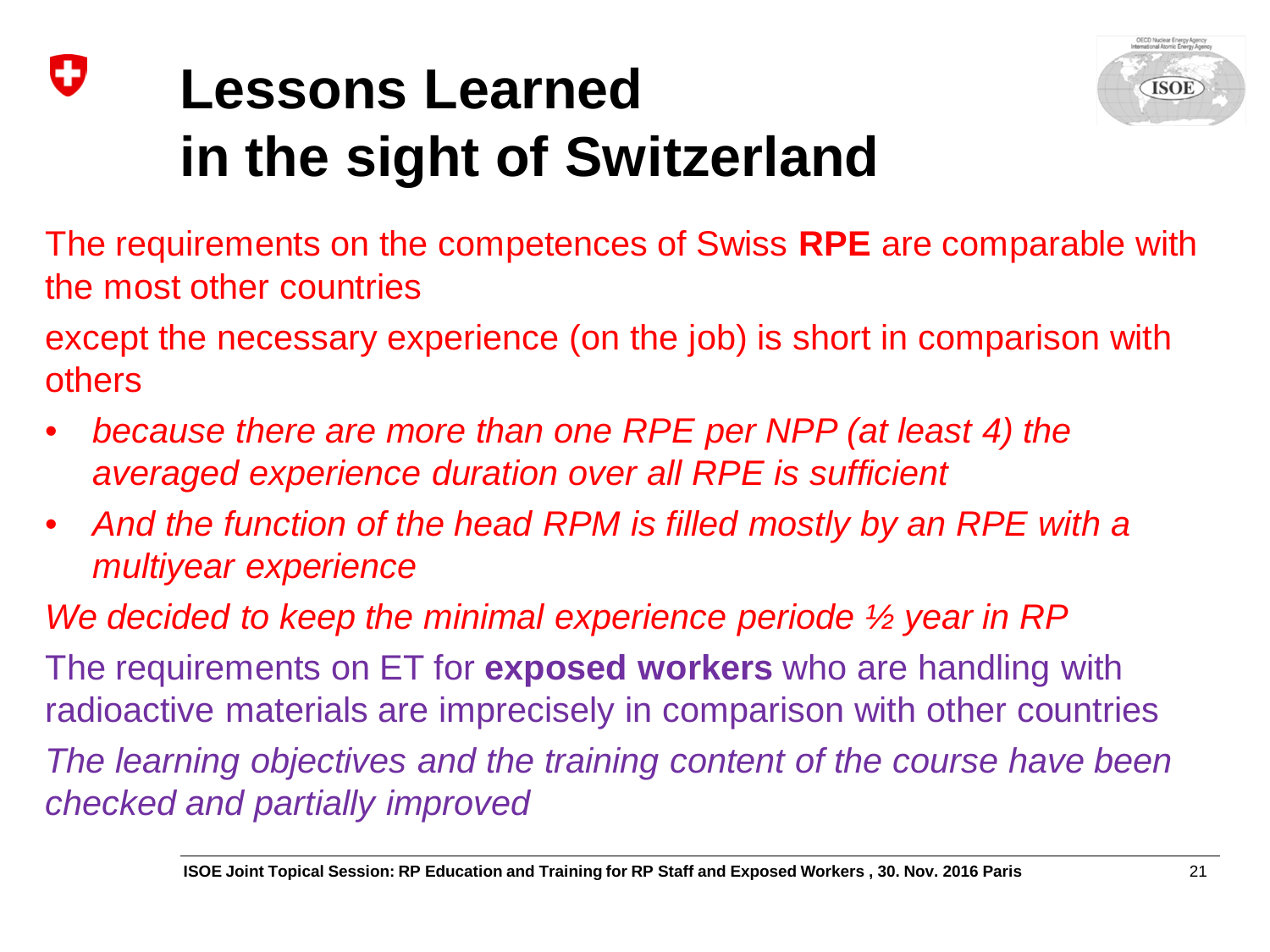# Lessons Learned in the sight of Switzerland

The requirements on the competences of Swiss **RPE** are comparable with the most other countries

except the necessary experience (on the job) is short in comparison with others

- *because there are more than one RPE per NPP (at least 4) the averaged experience duration over all RPE is sufficient*
- *And the function of the head RPM is filled mostly by an RPE with a multiyear experience*

*We decided to keep the minimal experience periode ½ year in RP*

The requirements on ET for **exposed workers** who are handling with radioactive materials are imprecisely in comparison with other countries

*The learning objectives and the training content of the course have been checked and partially improved*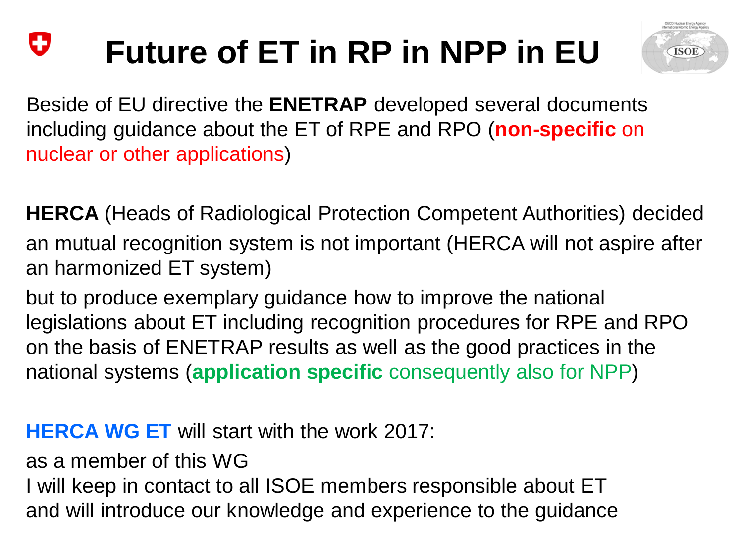# Future of ET in RP in NPP in EU

Beside of EU directive the **ENETRAP** developed several documents including guidance about the ET of RPE and RPO (**non-specific** on nuclear or other applications)

**HERCA** (Heads of Radiological Protection Competent Authorities) decided

an mutual recognition system is not important (HERCA will not aspire after an harmonized ET system)

but to produce exemplary guidance how to improve the national legislations about ET including recognition procedures for RPE and RPO on the basis of ENETRAP results as well as the good practices in the national systems (**application specific** consequently also for NPP)

**HERCA WG ET** will start with the work 2017:

as a member of this WG
I will keep in contact to all ISOE members responsible about ET
and will introduce our knowledge and experience to the guidance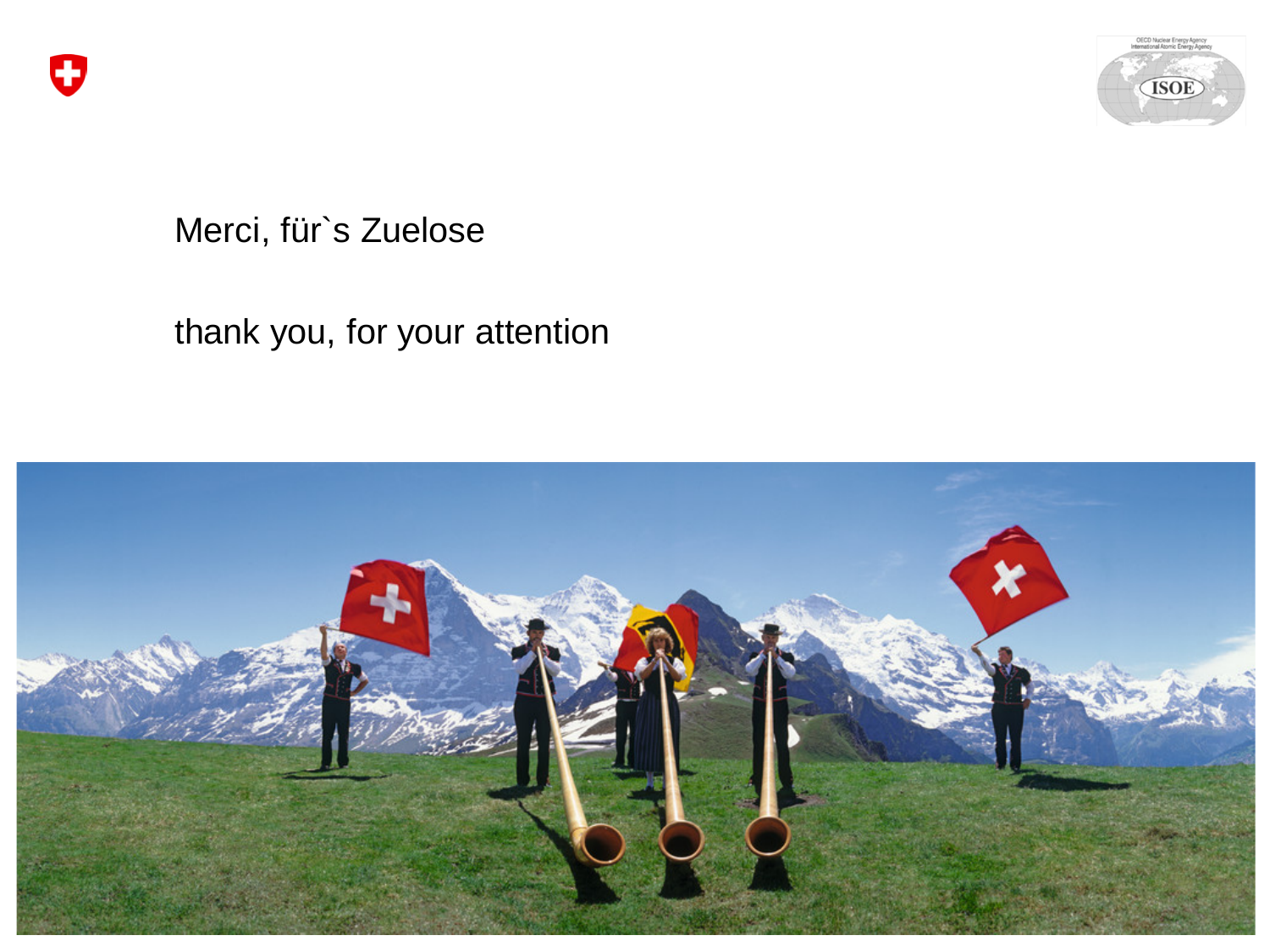Merci, für`s Zuelose

thank you, for your attention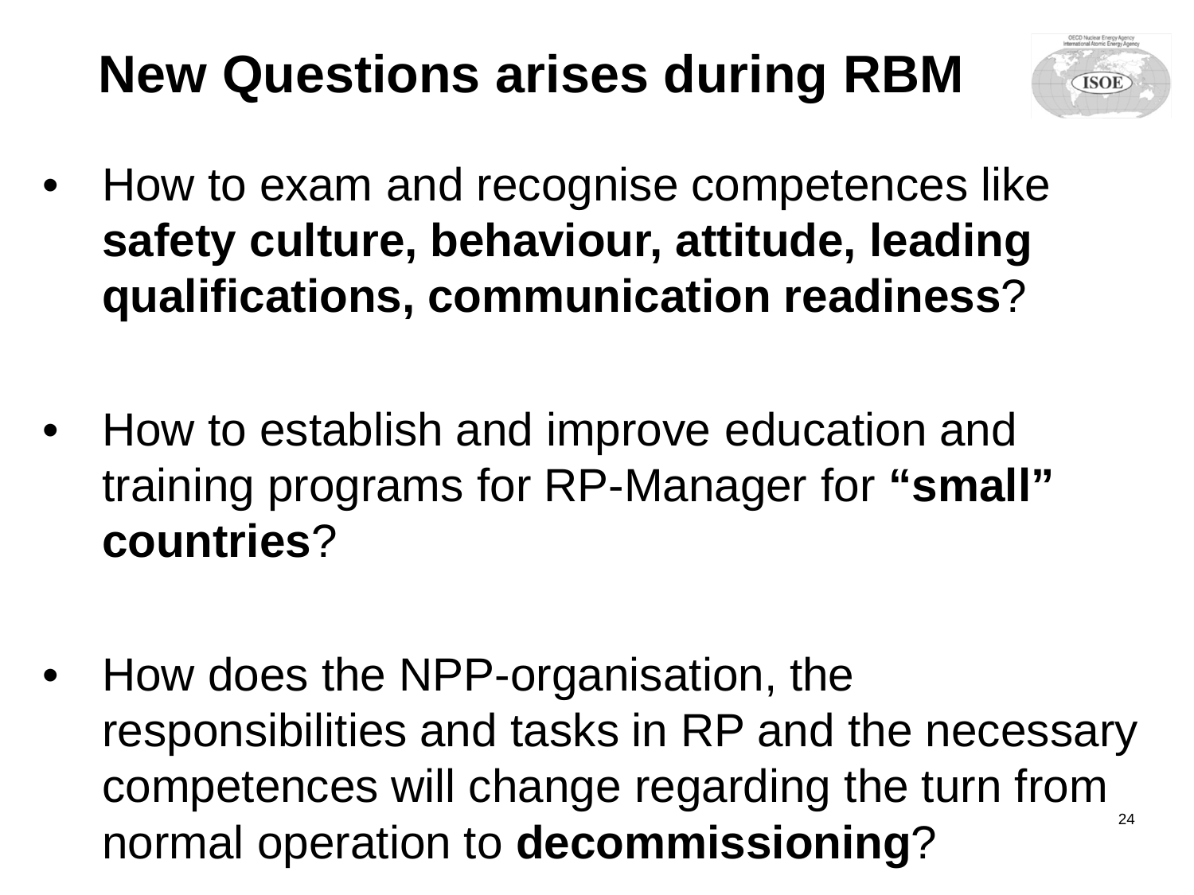# New Questions arises during RBM

- How to exam and recognise competences like **safety culture, behaviour, attitude, leading qualifications, communication readiness**?

- How to establish and improve education and training programs for RP-Manager for **"small" countries**?

- How does the NPP-organisation, the responsibilities and tasks in RP and the necessary competences will change regarding the turn from normal operation to **decommissioning**?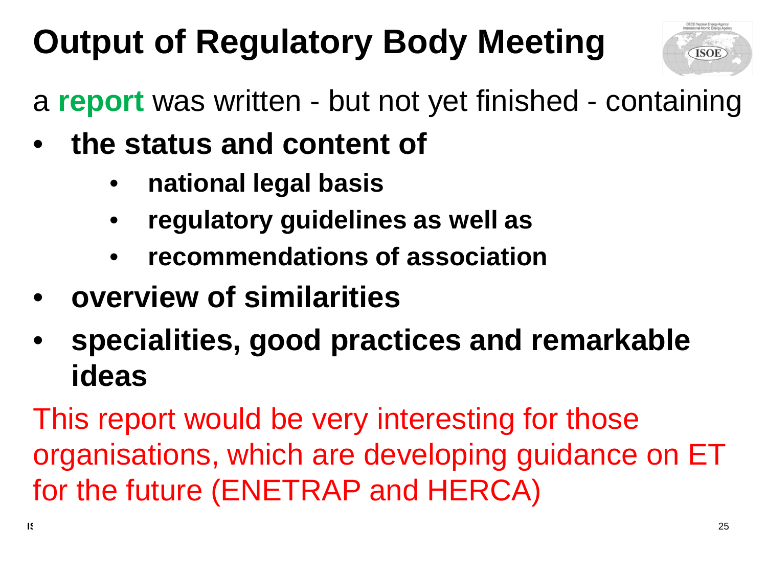# Output of Regulatory Body Meeting

a **report** was written - but not yet finished - containing

- **the status and content of**
  - **national legal basis**
  - **regulatory guidelines as well as**
  - **recommendations of association**
- **overview of similarities**
- **specialities, good practices and remarkable ideas**

This report would be very interesting for those organisations, which are developing guidance on ET for the future (ENETRAP and HERCA)